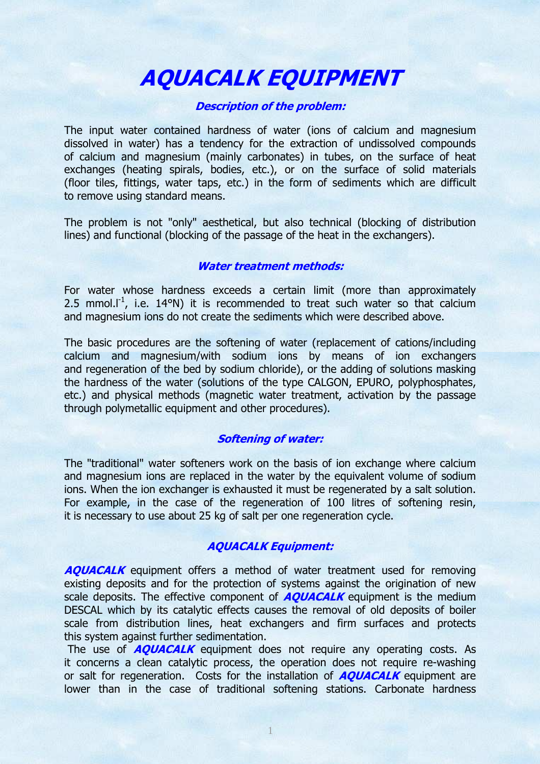# AQUACALK EQUIPMENT

### *Description of the problem:*

The input water contained hardness of water (ions of calcium and magnesium dissolved in water) has a tendency for the extraction of undissolved compounds of calcium and magnesium (mainly carbonates) in tubes, on the surface of heat exchanges (heating spirals, bodies, etc.), or on the surface of solid materials (floor tiles, fittings, water taps, etc.) in the form of sediments which are difficult to remove using standard means.

The problem is not "only" aesthetical, but also technical (blocking of distribution lines) and functional (blocking of the passage of the heat in the exchangers).

### *Water treatment methods:*

For water whose hardness exceeds a certain limit (more than approximately 2.5 $mmol.l^{-1}$, i.e. 14°N) it is recommended to treat such water so that calcium and magnesium ions do not create the sediments which were described above.

The basic procedures are the softening of water (replacement of cations/including calcium and magnesium/with sodium ions by means of ion exchangers and regeneration of the bed by sodium chloride), or the adding of solutions masking the hardness of the water (solutions of the type CALGON, EPURO, polyphosphates, etc.) and physical methods (magnetic water treatment, activation by the passage through polymetallic equipment and other procedures).

### *Softening of water:*

The "traditional" water softeners work on the basis of ion exchange where calcium and magnesium ions are replaced in the water by the equivalent volume of sodium ions. When the ion exchanger is exhausted it must be regenerated by a salt solution. For example, in the case of the regeneration of 100 litres of softening resin, it is necessary to use about 25 kg of salt per one regeneration cycle.

### *AQUACALK Equipment:*

***AQUACALK*** equipment offers a method of water treatment used for removing existing deposits and for the protection of systems against the origination of new scale deposits. The effective component of ***AQUACALK*** equipment is the medium DESCAL which by its catalytic effects causes the removal of old deposits of boiler scale from distribution lines, heat exchangers and firm surfaces and protects this system against further sedimentation.

The use of ***AQUACALK*** equipment does not require any operating costs. As it concerns a clean catalytic process, the operation does not require re-washing or salt for regeneration. Costs for the installation of ***AQUACALK*** equipment are lower than in the case of traditional softening stations. Carbonate hardness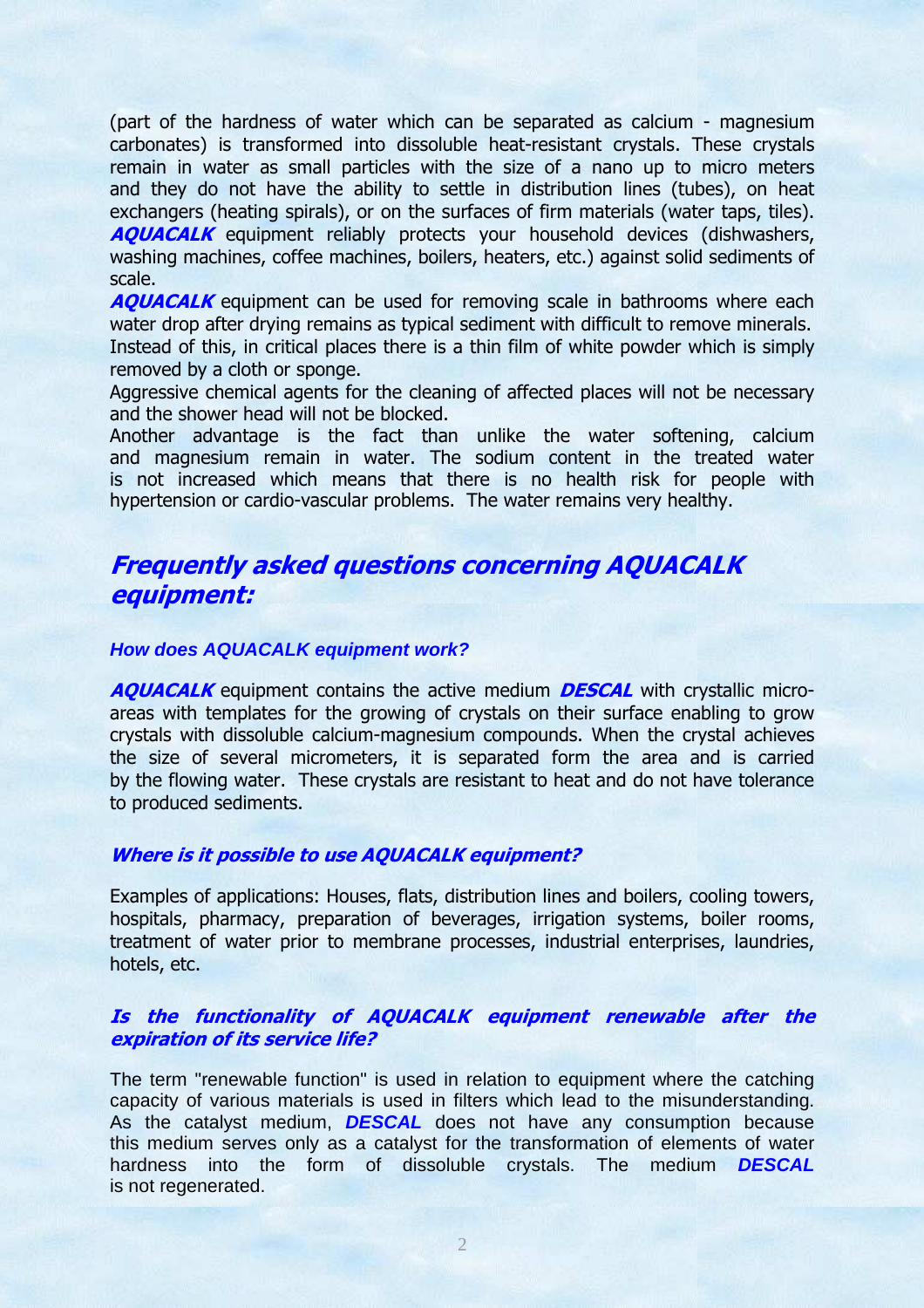(part of the hardness of water which can be separated as calcium - magnesium carbonates) is transformed into dissoluble heat-resistant crystals. These crystals remain in water as small particles with the size of a nano up to micro meters and they do not have the ability to settle in distribution lines (tubes), on heat exchangers (heating spirals), or on the surfaces of firm materials (water taps, tiles). ***AQUACALK*** equipment reliably protects your household devices (dishwashers, washing machines, coffee machines, boilers, heaters, etc.) against solid sediments of scale.

***AQUACALK*** equipment can be used for removing scale in bathrooms where each water drop after drying remains as typical sediment with difficult to remove minerals. Instead of this, in critical places there is a thin film of white powder which is simply removed by a cloth or sponge.

Aggressive chemical agents for the cleaning of affected places will not be necessary and the shower head will not be blocked.

Another advantage is the fact than unlike the water softening, calcium and magnesium remain in water. The sodium content in the treated water is not increased which means that there is no health risk for people with hypertension or cardio-vascular problems. The water remains very healthy.

## *Frequently asked questions concerning AQUACALK equipment:*

### *How does AQUACALK equipment work?*

***AQUACALK*** equipment contains the active medium ***DESCAL*** with crystallic micro-areas with templates for the growing of crystals on their surface enabling to grow crystals with dissoluble calcium-magnesium compounds. When the crystal achieves the size of several micrometers, it is separated form the area and is carried by the flowing water. These crystals are resistant to heat and do not have tolerance to produced sediments.

### *Where is it possible to use AQUACALK equipment?*

Examples of applications: Houses, flats, distribution lines and boilers, cooling towers, hospitals, pharmacy, preparation of beverages, irrigation systems, boiler rooms, treatment of water prior to membrane processes, industrial enterprises, laundries, hotels, etc.

### *Is the functionality of AQUACALK equipment renewable after the expiration of its service life?*

The term "renewable function" is used in relation to equipment where the catching capacity of various materials is used in filters which lead to the misunderstanding. As the catalyst medium, ***DESCAL*** does not have any consumption because this medium serves only as a catalyst for the transformation of elements of water hardness into the form of dissoluble crystals. The medium ***DESCAL*** is not regenerated.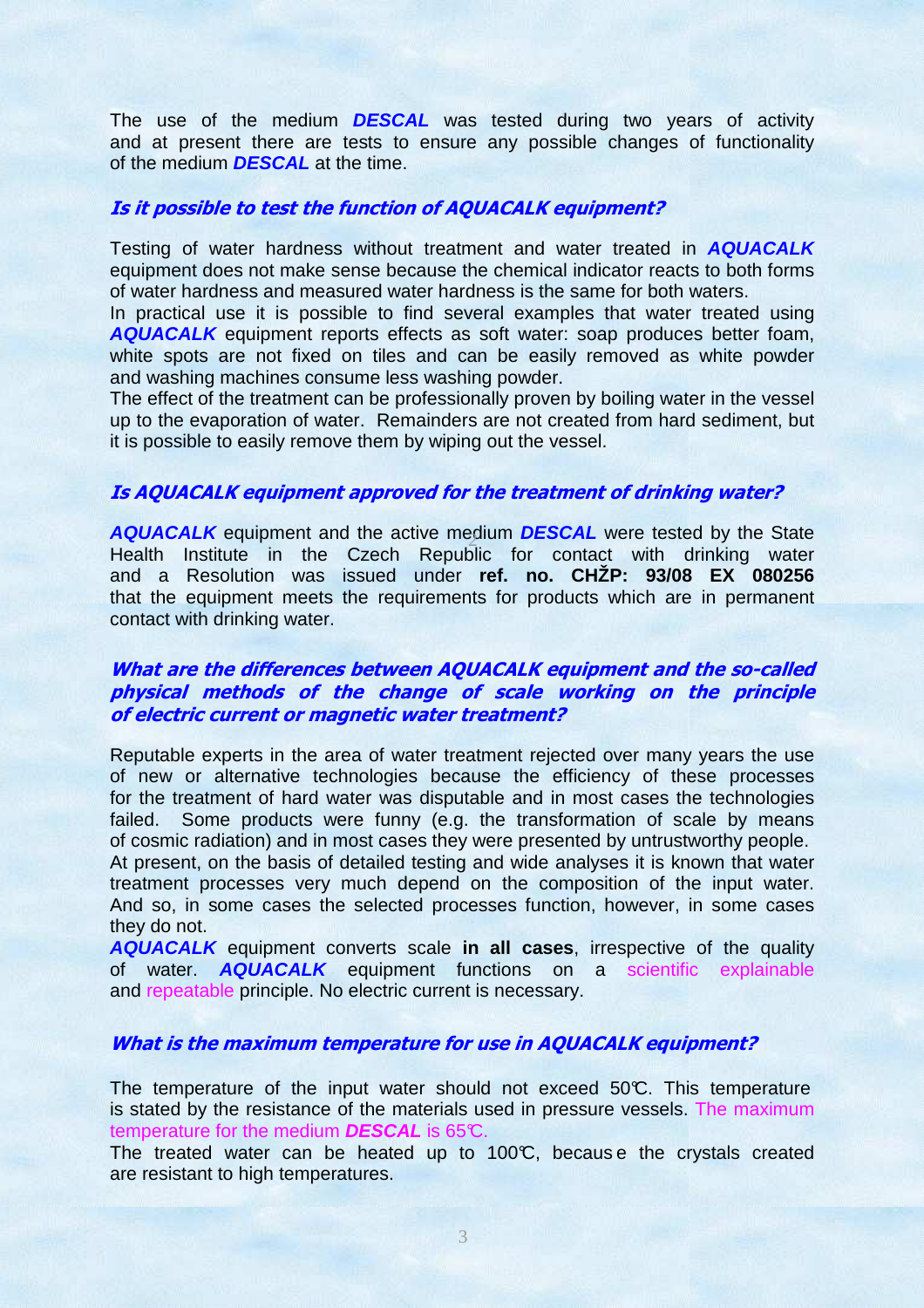The use of the medium ***DESCAL*** was tested during two years of activity and at present there are tests to ensure any possible changes of functionality of the medium ***DESCAL*** at the time.

### *Is it possible to test the function of AQUACALK equipment?*

Testing of water hardness without treatment and water treated in ***AQUACALK*** equipment does not make sense because the chemical indicator reacts to both forms of water hardness and measured water hardness is the same for both waters.

In practical use it is possible to find several examples that water treated using ***AQUACALK*** equipment reports effects as soft water: soap produces better foam, white spots are not fixed on tiles and can be easily removed as white powder and washing machines consume less washing powder.

The effect of the treatment can be professionally proven by boiling water in the vessel up to the evaporation of water. Remainders are not created from hard sediment, but it is possible to easily remove them by wiping out the vessel.

### *Is AQUACALK equipment approved for the treatment of drinking water?*

***AQUACALK*** equipment and the active medium ***DESCAL*** were tested by the State Health Institute in the Czech Republic for contact with drinking water and a Resolution was issued under **ref. no. CHŽP: 93/08 EX 080256** that the equipment meets the requirements for products which are in permanent contact with drinking water.

### *What are the differences between AQUACALK equipment and the so-called physical methods of the change of scale working on the principle of electric current or magnetic water treatment?*

Reputable experts in the area of water treatment rejected over many years the use of new or alternative technologies because the efficiency of these processes for the treatment of hard water was disputable and in most cases the technologies failed. Some products were funny (e.g. the transformation of scale by means of cosmic radiation) and in most cases they were presented by untrustworthy people.

At present, on the basis of detailed testing and wide analyses it is known that water treatment processes very much depend on the composition of the input water. And so, in some cases the selected processes function, however, in some cases they do not.

***AQUACALK*** equipment converts scale **in all cases**, irrespective of the quality of water. ***AQUACALK*** equipment functions on a scientific explainable and repeatable principle. No electric current is necessary.

### *What is the maximum temperature for use in AQUACALK equipment?*

The temperature of the input water should not exceed 50℃. This temperature is stated by the resistance of the materials used in pressure vessels. The maximum temperature for the medium ***DESCAL*** is 65℃.

The treated water can be heated up to 100℃, because the crystals created are resistant to high temperatures.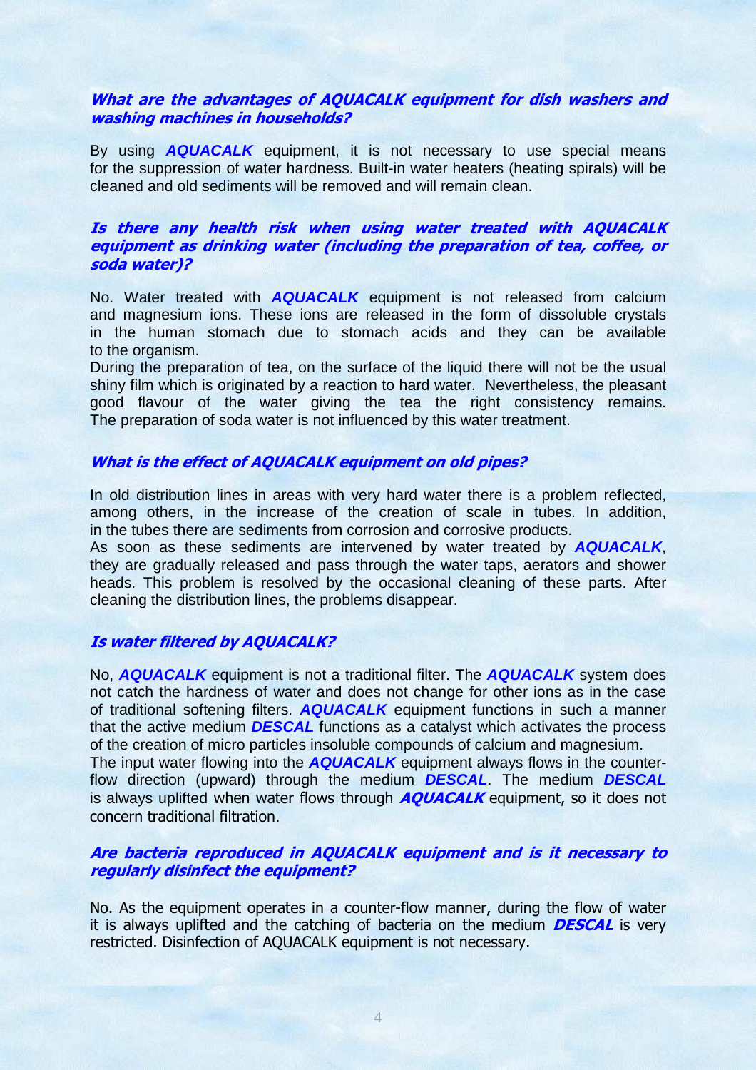### *What are the advantages of AQUACALK equipment for dish washers and washing machines in households?*

By using ***AQUACALK*** equipment, it is not necessary to use special means for the suppression of water hardness. Built-in water heaters (heating spirals) will be cleaned and old sediments will be removed and will remain clean.

### *Is there any health risk when using water treated with AQUACALK equipment as drinking water (including the preparation of tea, coffee, or soda water)?*

No. Water treated with ***AQUACALK*** equipment is not released from calcium and magnesium ions. These ions are released in the form of dissoluble crystals in the human stomach due to stomach acids and they can be available to the organism.

During the preparation of tea, on the surface of the liquid there will not be the usual shiny film which is originated by a reaction to hard water. Nevertheless, the pleasant good flavour of the water giving the tea the right consistency remains. The preparation of soda water is not influenced by this water treatment.

### *What is the effect of AQUACALK equipment on old pipes?*

In old distribution lines in areas with very hard water there is a problem reflected, among others, in the increase of the creation of scale in tubes. In addition, in the tubes there are sediments from corrosion and corrosive products.

As soon as these sediments are intervened by water treated by ***AQUACALK***, they are gradually released and pass through the water taps, aerators and shower heads. This problem is resolved by the occasional cleaning of these parts. After cleaning the distribution lines, the problems disappear.

### *Is water filtered by AQUACALK?*

No, ***AQUACALK*** equipment is not a traditional filter. The ***AQUACALK*** system does not catch the hardness of water and does not change for other ions as in the case of traditional softening filters. ***AQUACALK*** equipment functions in such a manner that the active medium ***DESCAL*** functions as a catalyst which activates the process of the creation of micro particles insoluble compounds of calcium and magnesium.

The input water flowing into the ***AQUACALK*** equipment always flows in the counter-flow direction (upward) through the medium ***DESCAL***. The medium ***DESCAL*** is always uplifted when water flows through ***AQUACALK*** equipment, so it does not concern traditional filtration.

### *Are bacteria reproduced in AQUACALK equipment and is it necessary to regularly disinfect the equipment?*

No. As the equipment operates in a counter-flow manner, during the flow of water it is always uplifted and the catching of bacteria on the medium ***DESCAL*** is very restricted. Disinfection of AQUACALK equipment is not necessary.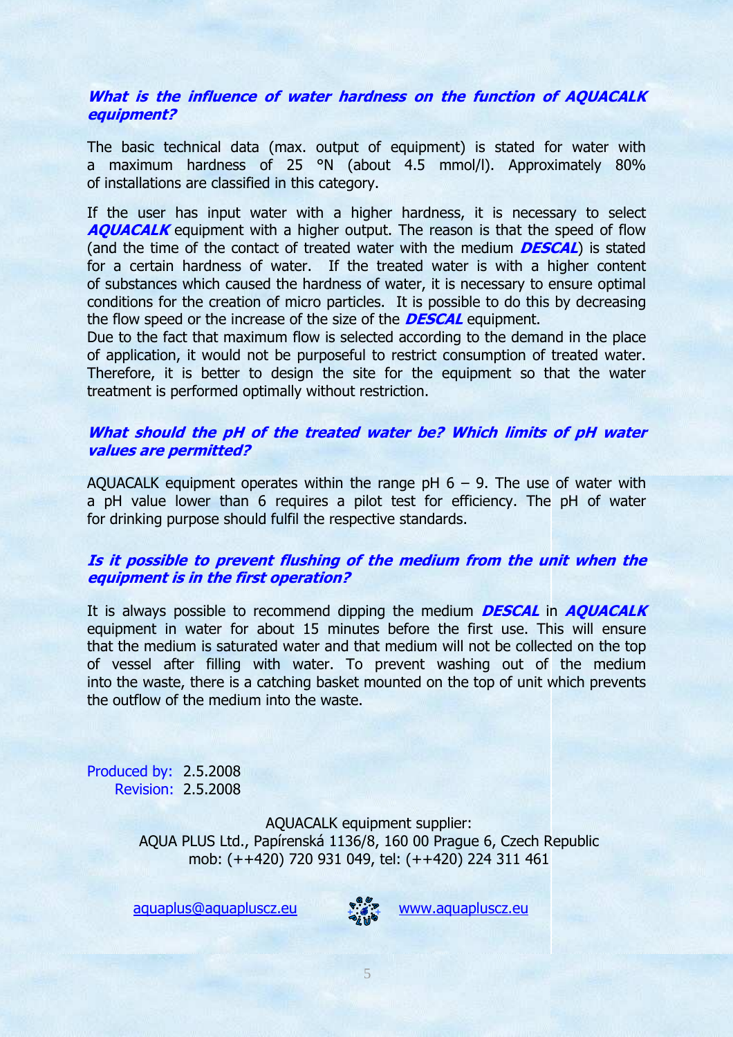***What is the influence of water hardness on the function of AQUACALK equipment?***

The basic technical data (max. output of equipment) is stated for water with a maximum hardness of 25 °N (about 4.5 mmol/l). Approximately 80% of installations are classified in this category.

If the user has input water with a higher hardness, it is necessary to select ***AQUACALK*** equipment with a higher output. The reason is that the speed of flow (and the time of the contact of treated water with the medium ***DESCAL***) is stated for a certain hardness of water. If the treated water is with a higher content of substances which caused the hardness of water, it is necessary to ensure optimal conditions for the creation of micro particles. It is possible to do this by decreasing the flow speed or the increase of the size of the ***DESCAL*** equipment.
Due to the fact that maximum flow is selected according to the demand in the place of application, it would not be purposeful to restrict consumption of treated water. Therefore, it is better to design the site for the equipment so that the water treatment is performed optimally without restriction.

***What should the pH of the treated water be? Which limits of pH water values are permitted?***

AQUACALK equipment operates within the range pH 6 – 9. The use of water with a pH value lower than 6 requires a pilot test for efficiency. The pH of water for drinking purpose should fulfil the respective standards.

***Is it possible to prevent flushing of the medium from the unit when the equipment is in the first operation?***

It is always possible to recommend dipping the medium ***DESCAL*** in ***AQUACALK*** equipment in water for about 15 minutes before the first use. This will ensure that the medium is saturated water and that medium will not be collected on the top of vessel after filling with water. To prevent washing out of the medium into the waste, there is a catching basket mounted on the top of unit which prevents the outflow of the medium into the waste.

Produced by: 2.5.2008
Revision: 2.5.2008

AQUACALK equipment supplier:
AQUA PLUS Ltd., Papírenská 1136/8, 160 00 Prague 6, Czech Republic
mob: (++420) 720 931 049, tel: (++420) 224 311 461

aquaplus@aquapluscz.eu www.aquapluscz.eu